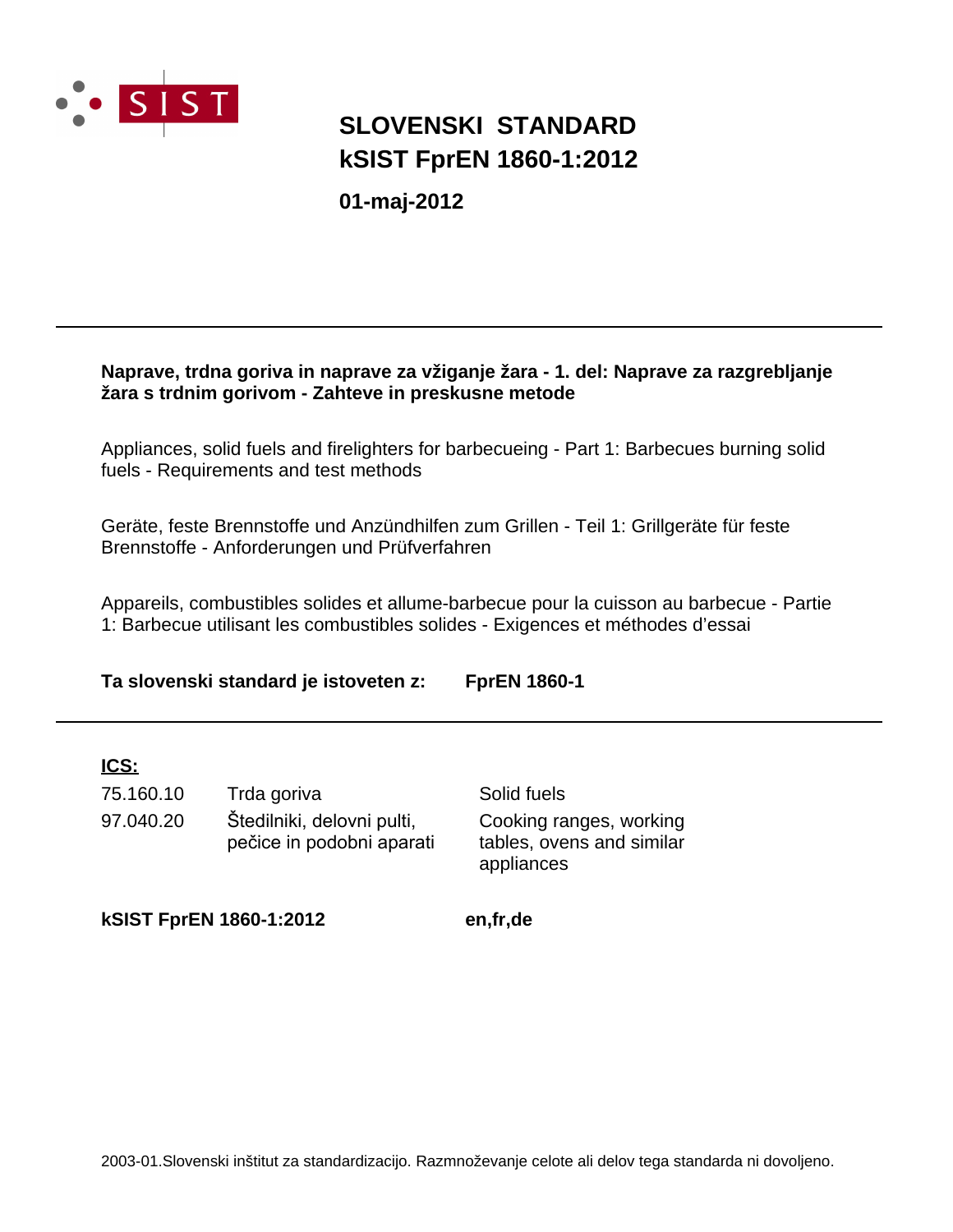SIST

# SLOVENSKI STANDARD
# kSIST FprEN 1860-1:2012

**01-maj-2012**

---

**Naprave, trdna goriva in naprave za vžiganje žara - 1. del: Naprave za razgrebljanje žara s trdnim gorivom - Zahteve in preskusne metode**

Appliances, solid fuels and firelighters for barbecueing - Part 1: Barbecues burning solid fuels - Requirements and test methods

Geräte, feste Brennstoffe und Anzündhilfen zum Grillen - Teil 1: Grillgeräte für feste Brennstoffe - Anforderungen und Prüfverfahren

Appareils, combustibles solides et allume-barbecue pour la cuisson au barbecue - Partie 1: Barbecue utilisant les combustibles solides - Exigences et méthodes d'essai

**Ta slovenski standard je istoveten z:** **FprEN 1860-1**

---

**ICS:**

| | | |
|---|---|---|
| 75.160.10 | Trda goriva | Solid fuels |
| 97.040.20 | Štedilniki, delovni pulti, pečice in podobni aparati | Cooking ranges, working tables, ovens and similar appliances |

**kSIST FprEN 1860-1:2012** **en,fr,de**

2003-01.Slovenski inštitut za standardizacijo. Razmnoževanje celote ali delov tega standarda ni dovoljeno.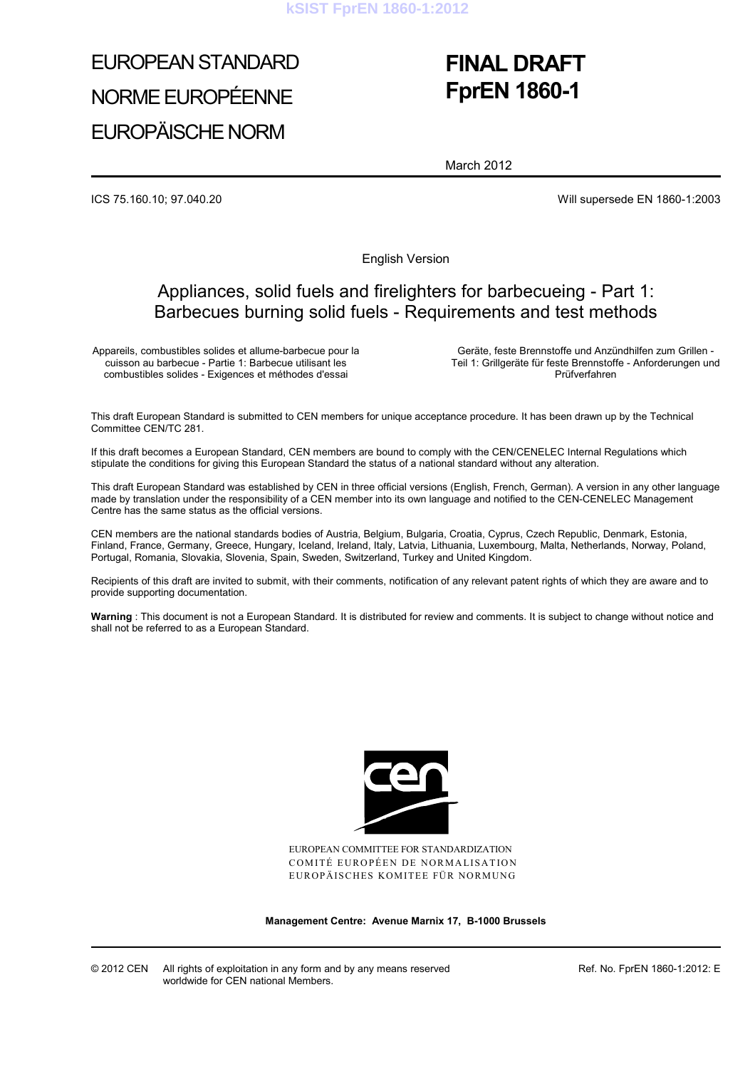# EUROPEAN STANDARD
# NORME EUROPÉENNE
# EUROPÄISCHE NORM

# FINAL DRAFT
# FprEN 1860-1

March 2012

ICS 75.160.10; 97.040.20

Will supersede EN 1860-1:2003

English Version

## Appliances, solid fuels and firelighters for barbecueing - Part 1: Barbecues burning solid fuels - Requirements and test methods

Appareils, combustibles solides et allume-barbecue pour la cuisson au barbecue - Partie 1: Barbecue utilisant les combustibles solides - Exigences et méthodes d'essai

Geräte, feste Brennstoffe und Anzündhilfen zum Grillen - Teil 1: Grillgeräte für feste Brennstoffe - Anforderungen und Prüfverfahren

This draft European Standard is submitted to CEN members for unique acceptance procedure. It has been drawn up by the Technical Committee CEN/TC 281.

If this draft becomes a European Standard, CEN members are bound to comply with the CEN/CENELEC Internal Regulations which stipulate the conditions for giving this European Standard the status of a national standard without any alteration.

This draft European Standard was established by CEN in three official versions (English, French, German). A version in any other language made by translation under the responsibility of a CEN member into its own language and notified to the CEN-CENELEC Management Centre has the same status as the official versions.

CEN members are the national standards bodies of Austria, Belgium, Bulgaria, Croatia, Cyprus, Czech Republic, Denmark, Estonia, Finland, France, Germany, Greece, Hungary, Iceland, Ireland, Italy, Latvia, Lithuania, Luxembourg, Malta, Netherlands, Norway, Poland, Portugal, Romania, Slovakia, Slovenia, Spain, Sweden, Switzerland, Turkey and United Kingdom.

Recipients of this draft are invited to submit, with their comments, notification of any relevant patent rights of which they are aware and to provide supporting documentation.

**Warning** : This document is not a European Standard. It is distributed for review and comments. It is subject to change without notice and shall not be referred to as a European Standard.

EUROPEAN COMMITTEE FOR STANDARDIZATION
COMITÉ EUROPÉEN DE NORMALISATION
EUROPÄISCHES KOMITEE FÜR NORMUNG

**Management Centre: Avenue Marnix 17, B-1000 Brussels**

© 2012 CEN All rights of exploitation in any form and by any means reserved worldwide for CEN national Members.

Ref. No. FprEN 1860-1:2012: E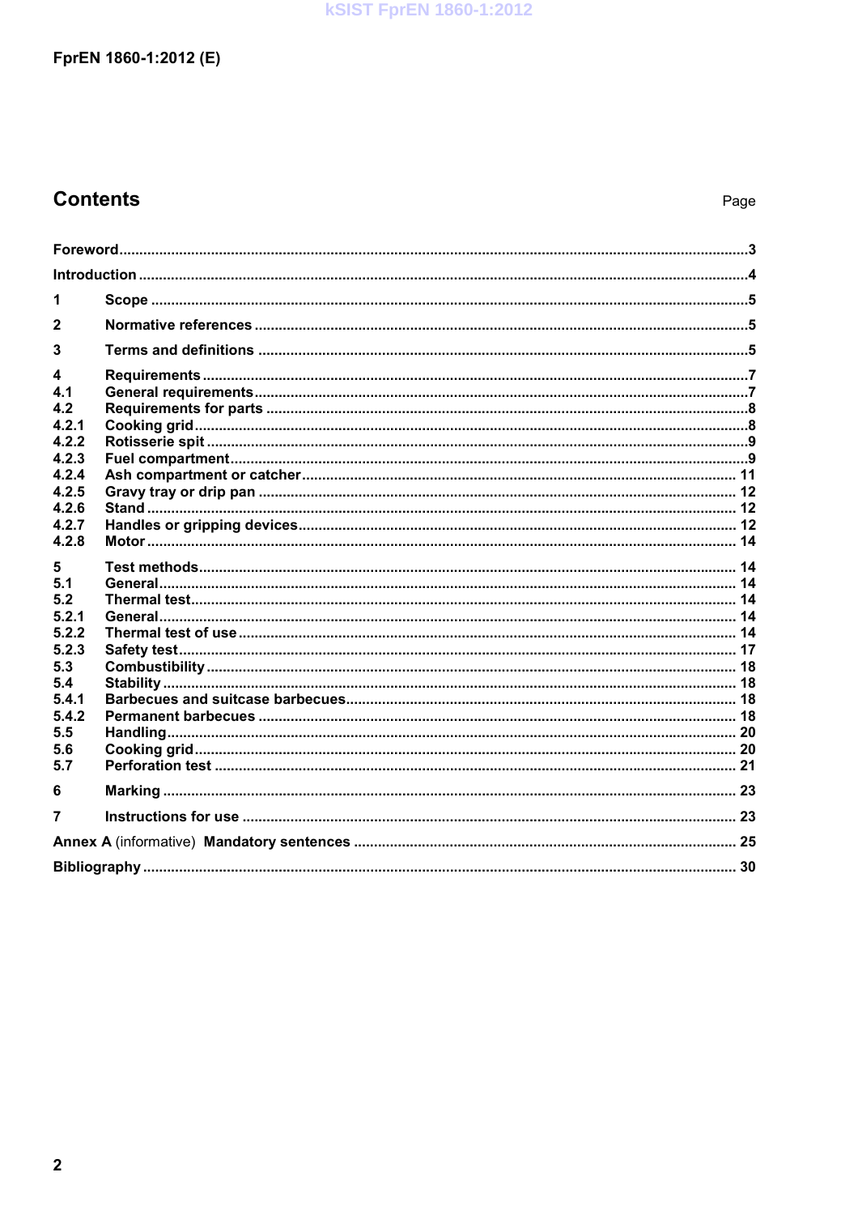## Contents

| | | Page |
|---|---|---|
| **Foreword** | | **3** |
| **Introduction** | | **4** |
| **1** | **Scope** | **5** |
| **2** | **Normative references** | **5** |
| **3** | **Terms and definitions** | **5** |
| **4** | **Requirements** | **7** |
| **4.1** | **General requirements** | **7** |
| **4.2** | **Requirements for parts** | **8** |
| **4.2.1** | **Cooking grid** | **8** |
| **4.2.2** | **Rotisserie spit** | **9** |
| **4.2.3** | **Fuel compartment** | **9** |
| **4.2.4** | **Ash compartment or catcher** | **11** |
| **4.2.5** | **Gravy tray or drip pan** | **12** |
| **4.2.6** | **Stand** | **12** |
| **4.2.7** | **Handles or gripping devices** | **12** |
| **4.2.8** | **Motor** | **14** |
| **5** | **Test methods** | **14** |
| **5.1** | **General** | **14** |
| **5.2** | **Thermal test** | **14** |
| **5.2.1** | **General** | **14** |
| **5.2.2** | **Thermal test of use** | **14** |
| **5.2.3** | **Safety test** | **17** |
| **5.3** | **Combustibility** | **18** |
| **5.4** | **Stability** | **18** |
| **5.4.1** | **Barbecues and suitcase barbecues** | **18** |
| **5.4.2** | **Permanent barbecues** | **18** |
| **5.5** | **Handling** | **20** |
| **5.6** | **Cooking grid** | **20** |
| **5.7** | **Perforation test** | **21** |
| **6** | **Marking** | **23** |
| **7** | **Instructions for use** | **23** |
| **Annex A** (informative) **Mandatory sentences** | | **25** |
| **Bibliography** | | **30** |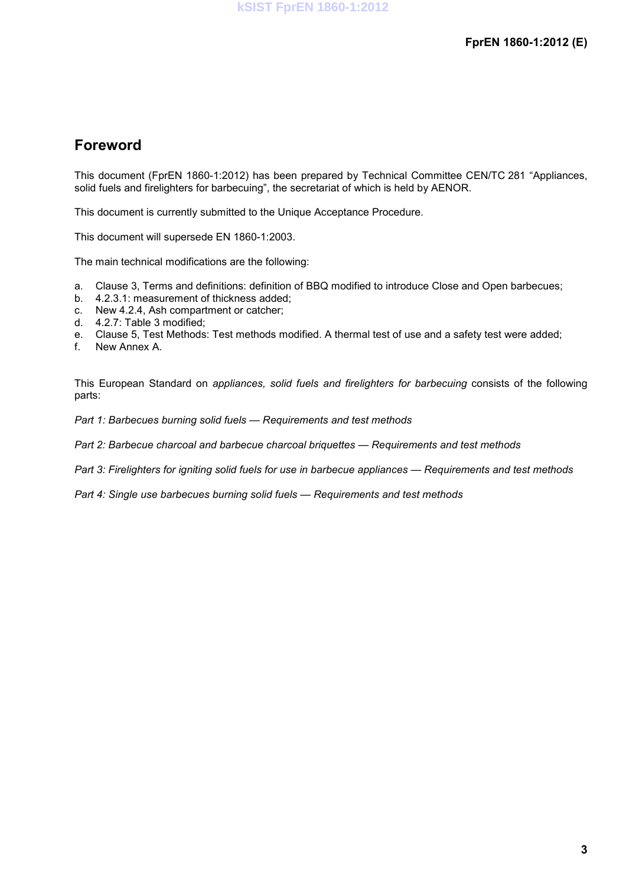# Foreword

This document (FprEN 1860-1:2012) has been prepared by Technical Committee CEN/TC 281 “Appliances, solid fuels and firelighters for barbecuing”, the secretariat of which is held by AENOR.

This document is currently submitted to the Unique Acceptance Procedure.

This document will supersede EN 1860-1:2003.

The main technical modifications are the following:

a. Clause 3, Terms and definitions: definition of BBQ modified to introduce Close and Open barbecues;
b. 4.2.3.1: measurement of thickness added;
c. New 4.2.4, Ash compartment or catcher;
d. 4.2.7: Table 3 modified;
e. Clause 5, Test Methods: Test methods modified. A thermal test of use and a safety test were added;
f. New Annex A.

This European Standard on *appliances, solid fuels and firelighters for barbecuing* consists of the following parts:

*Part 1: Barbecues burning solid fuels — Requirements and test methods*

*Part 2: Barbecue charcoal and barbecue charcoal briquettes — Requirements and test methods*

*Part 3: Firelighters for igniting solid fuels for use in barbecue appliances — Requirements and test methods*

*Part 4: Single use barbecues burning solid fuels — Requirements and test methods*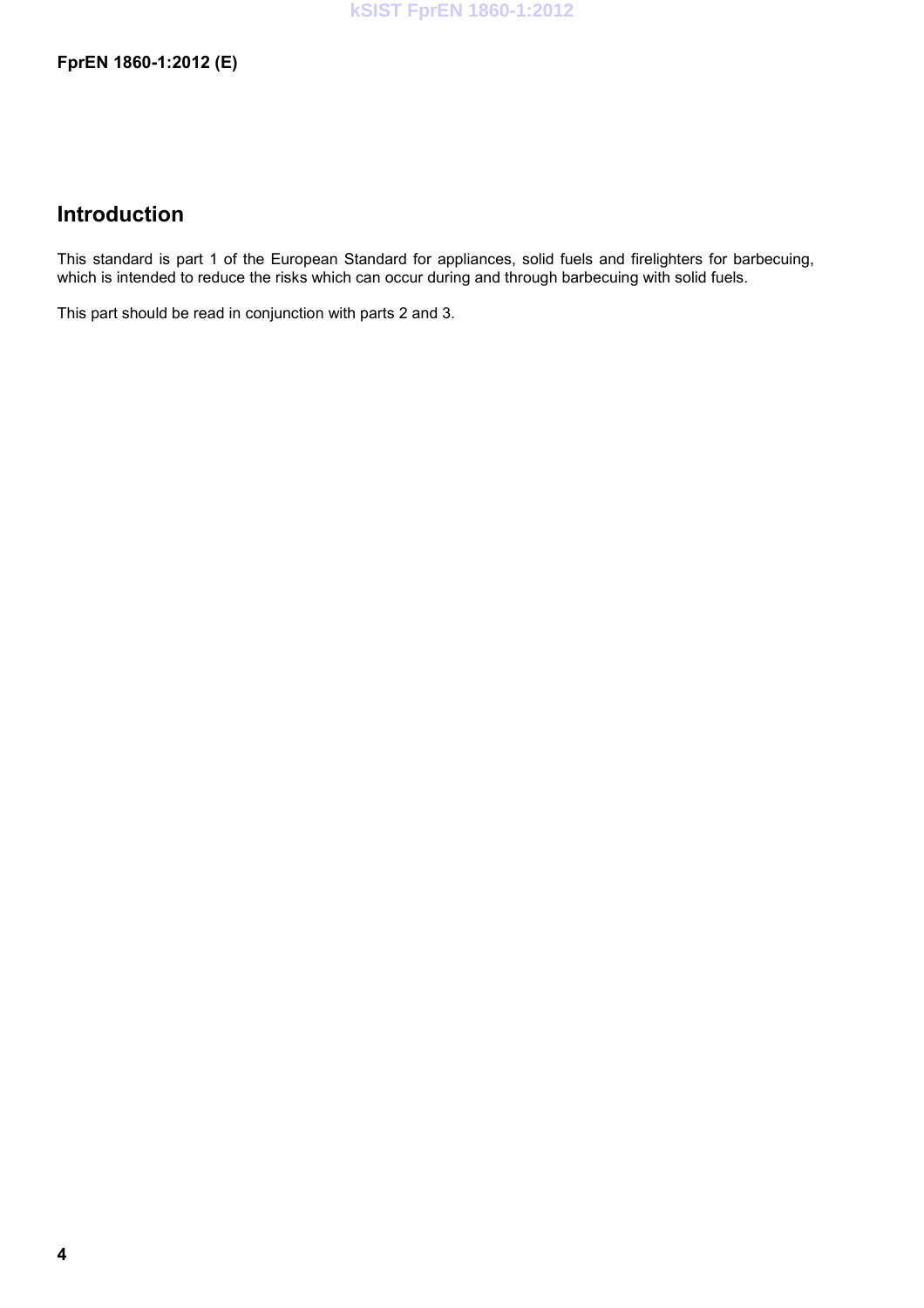## Introduction

This standard is part 1 of the European Standard for appliances, solid fuels and firelighters for barbecuing, which is intended to reduce the risks which can occur during and through barbecuing with solid fuels.

This part should be read in conjunction with parts 2 and 3.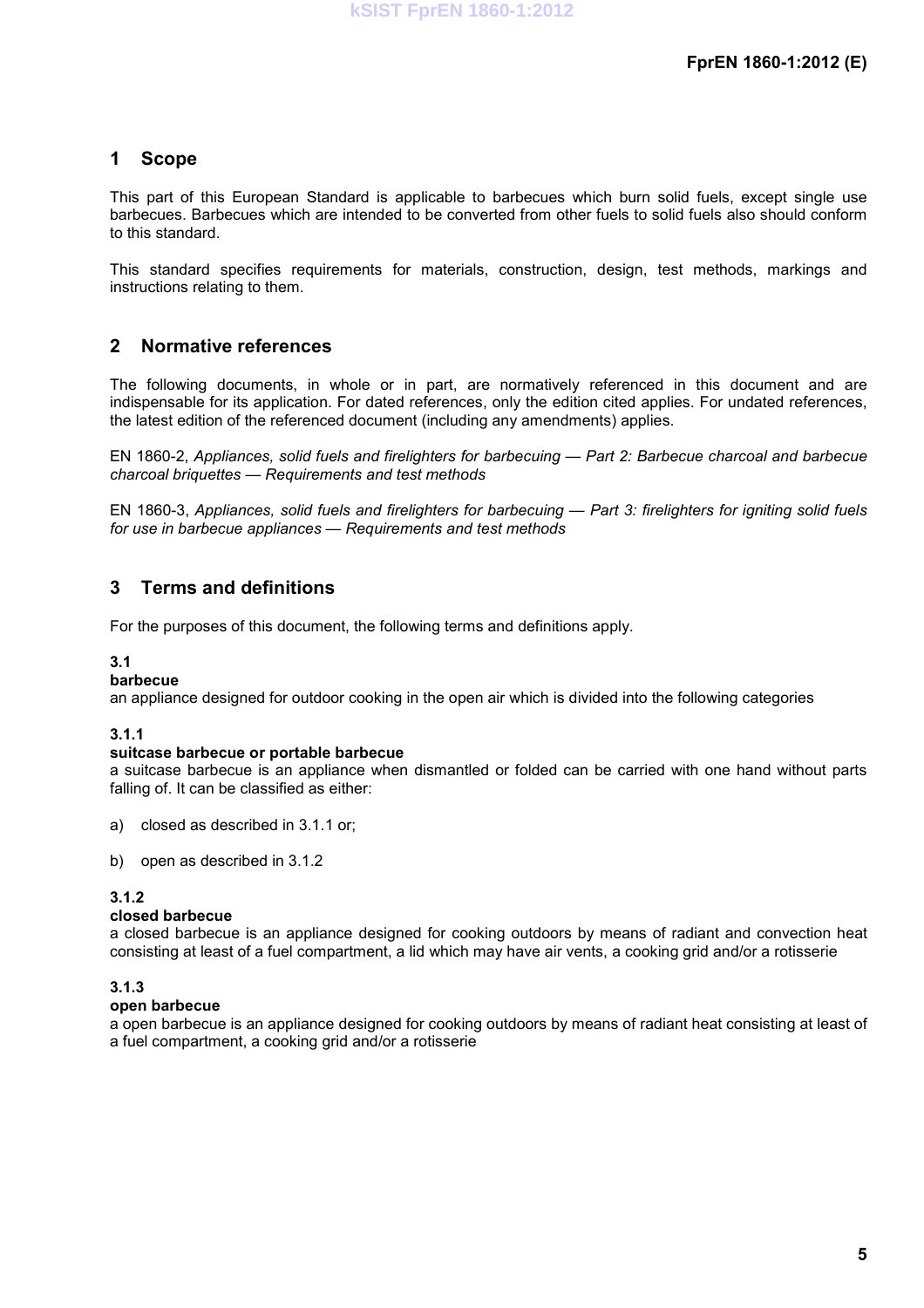# 1 Scope

This part of this European Standard is applicable to barbecues which burn solid fuels, except single use barbecues. Barbecues which are intended to be converted from other fuels to solid fuels also should conform to this standard.

This standard specifies requirements for materials, construction, design, test methods, markings and instructions relating to them.

# 2 Normative references

The following documents, in whole or in part, are normatively referenced in this document and are indispensable for its application. For dated references, only the edition cited applies. For undated references, the latest edition of the referenced document (including any amendments) applies.

EN 1860-2, *Appliances, solid fuels and firelighters for barbecuing — Part 2: Barbecue charcoal and barbecue charcoal briquettes — Requirements and test methods*

EN 1860-3, *Appliances, solid fuels and firelighters for barbecuing — Part 3: firelighters for igniting solid fuels for use in barbecue appliances — Requirements and test methods*

# 3 Terms and definitions

For the purposes of this document, the following terms and definitions apply.

**3.1**
**barbecue**
an appliance designed for outdoor cooking in the open air which is divided into the following categories

**3.1.1**
**suitcase barbecue or portable barbecue**
a suitcase barbecue is an appliance when dismantled or folded can be carried with one hand without parts falling of. It can be classified as either:

a) closed as described in 3.1.1 or;

b) open as described in 3.1.2

**3.1.2**
**closed barbecue**
a closed barbecue is an appliance designed for cooking outdoors by means of radiant and convection heat consisting at least of a fuel compartment, a lid which may have air vents, a cooking grid and/or a rotisserie

**3.1.3**
**open barbecue**
a open barbecue is an appliance designed for cooking outdoors by means of radiant heat consisting at least of a fuel compartment, a cooking grid and/or a rotisserie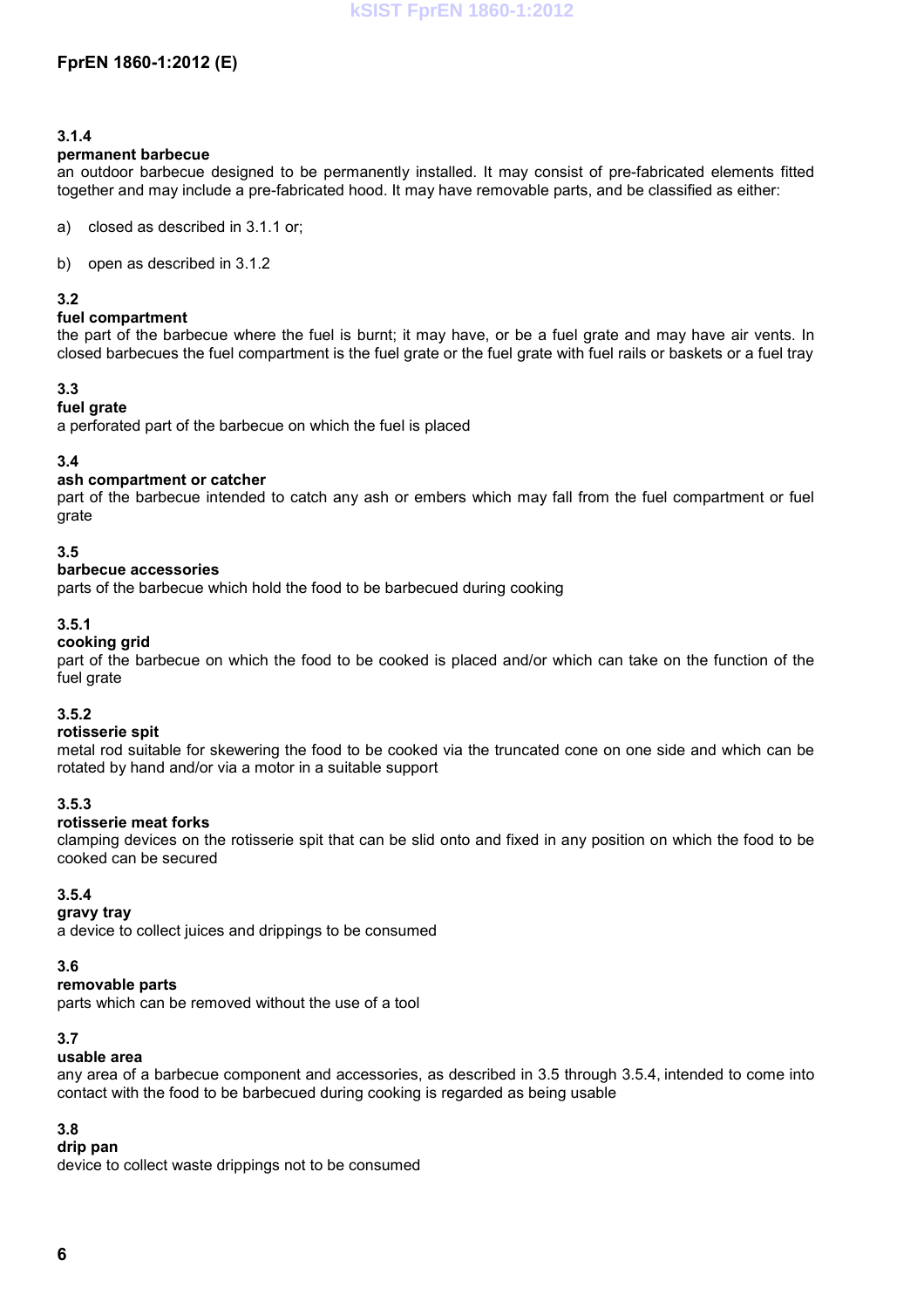**3.1.4**
**permanent barbecue**
an outdoor barbecue designed to be permanently installed. It may consist of pre-fabricated elements fitted together and may include a pre-fabricated hood. It may have removable parts, and be classified as either:

a) closed as described in 3.1.1 or;

b) open as described in 3.1.2

**3.2**
**fuel compartment**
the part of the barbecue where the fuel is burnt; it may have, or be a fuel grate and may have air vents. In closed barbecues the fuel compartment is the fuel grate or the fuel grate with fuel rails or baskets or a fuel tray

**3.3**
**fuel grate**
a perforated part of the barbecue on which the fuel is placed

**3.4**
**ash compartment or catcher**
part of the barbecue intended to catch any ash or embers which may fall from the fuel compartment or fuel grate

**3.5**
**barbecue accessories**
parts of the barbecue which hold the food to be barbecued during cooking

**3.5.1**
**cooking grid**
part of the barbecue on which the food to be cooked is placed and/or which can take on the function of the fuel grate

**3.5.2**
**rotisserie spit**
metal rod suitable for skewering the food to be cooked via the truncated cone on one side and which can be rotated by hand and/or via a motor in a suitable support

**3.5.3**
**rotisserie meat forks**
clamping devices on the rotisserie spit that can be slid onto and fixed in any position on which the food to be cooked can be secured

**3.5.4**
**gravy tray**
a device to collect juices and drippings to be consumed

**3.6**
**removable parts**
parts which can be removed without the use of a tool

**3.7**
**usable area**
any area of a barbecue component and accessories, as described in 3.5 through 3.5.4, intended to come into contact with the food to be barbecued during cooking is regarded as being usable

**3.8**
**drip pan**
device to collect waste drippings not to be consumed